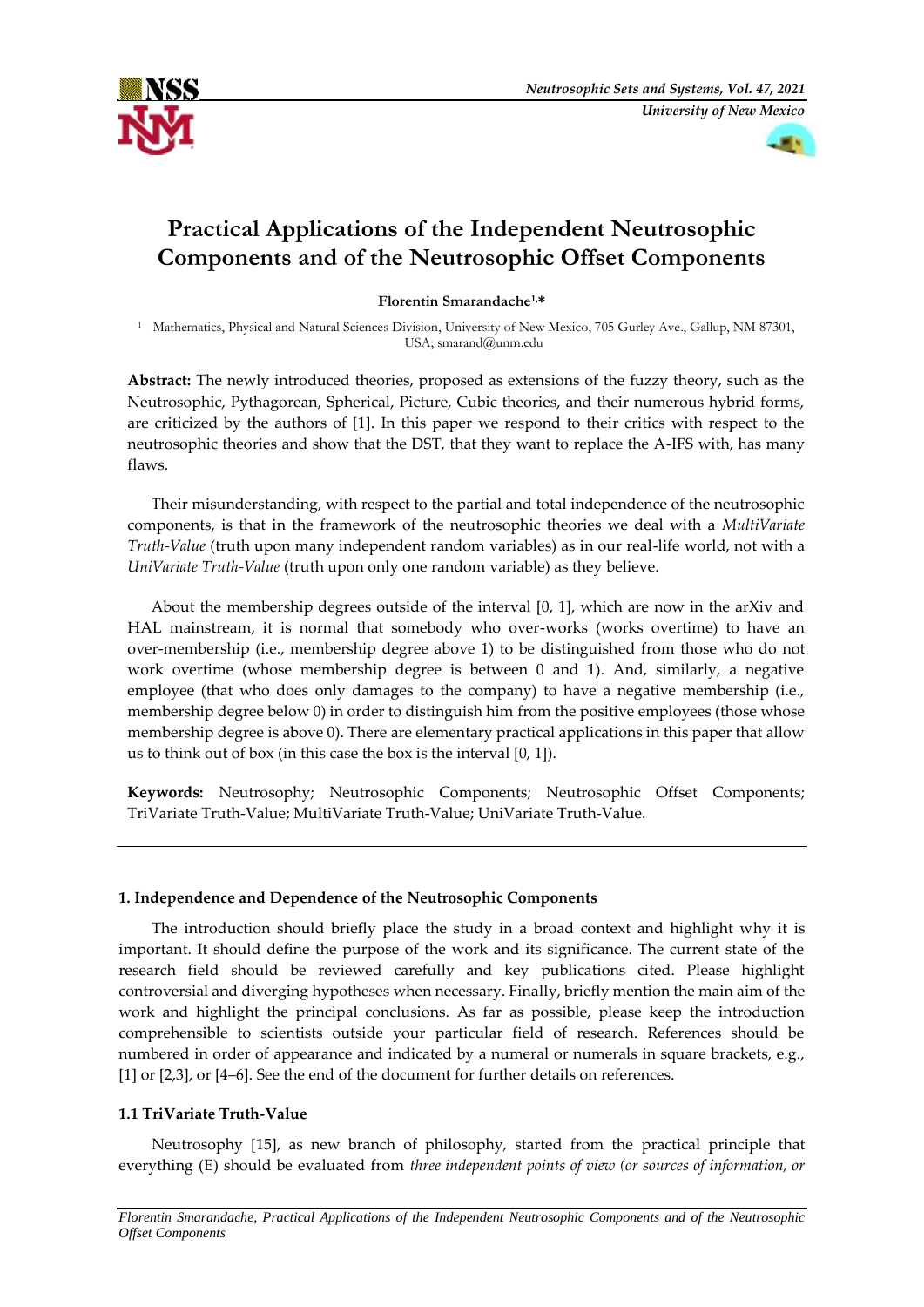# Practical Applications of the Independent Neutrosophic Components and of the Neutrosophic Offset Components

**Florentin Smarandache[1,*]**

[1] Mathematics, Physical and Natural Sciences Division, University of New Mexico, 705 Gurley Ave., Gallup, NM 87301, USA; smarand@unm.edu

**Abstract:** The newly introduced theories, proposed as extensions of the fuzzy theory, such as the Neutrosophic, Pythagorean, Spherical, Picture, Cubic theories, and their numerous hybrid forms, are criticized by the authors of [1]. In this paper we respond to their critics with respect to the neutrosophic theories and show that the DST, that they want to replace the A-IFS with, has many flaws.

Their misunderstanding, with respect to the partial and total independence of the neutrosophic components, is that in the framework of the neutrosophic theories we deal with a *MultiVariate Truth-Value* (truth upon many independent random variables) as in our real-life world, not with a *UniVariate Truth-Value* (truth upon only one random variable) as they believe.

About the membership degrees outside of the interval [0, 1], which are now in the arXiv and HAL mainstream, it is normal that somebody who over-works (works overtime) to have an over-membership (i.e., membership degree above 1) to be distinguished from those who do not work overtime (whose membership degree is between 0 and 1). And, similarly, a negative employee (that who does only damages to the company) to have a negative membership (i.e., membership degree below 0) in order to distinguish him from the positive employees (those whose membership degree is above 0). There are elementary practical applications in this paper that allow us to think out of box (in this case the box is the interval [0, 1]).

**Keywords:** Neutrosophy; Neutrosophic Components; Neutrosophic Offset Components; TriVariate Truth-Value; MultiVariate Truth-Value; UniVariate Truth-Value.

---

## 1. Independence and Dependence of the Neutrosophic Components

The introduction should briefly place the study in a broad context and highlight why it is important. It should define the purpose of the work and its significance. The current state of the research field should be reviewed carefully and key publications cited. Please highlight controversial and diverging hypotheses when necessary. Finally, briefly mention the main aim of the work and highlight the principal conclusions. As far as possible, please keep the introduction comprehensible to scientists outside your particular field of research. References should be numbered in order of appearance and indicated by a numeral or numerals in square brackets, e.g., [1] or [2,3], or [4–6]. See the end of the document for further details on references.

### 1.1 TriVariate Truth-Value

Neutrosophy [15], as new branch of philosophy, started from the practical principle that everything (E) should be evaluated from *three independent points of view (or sources of information, or*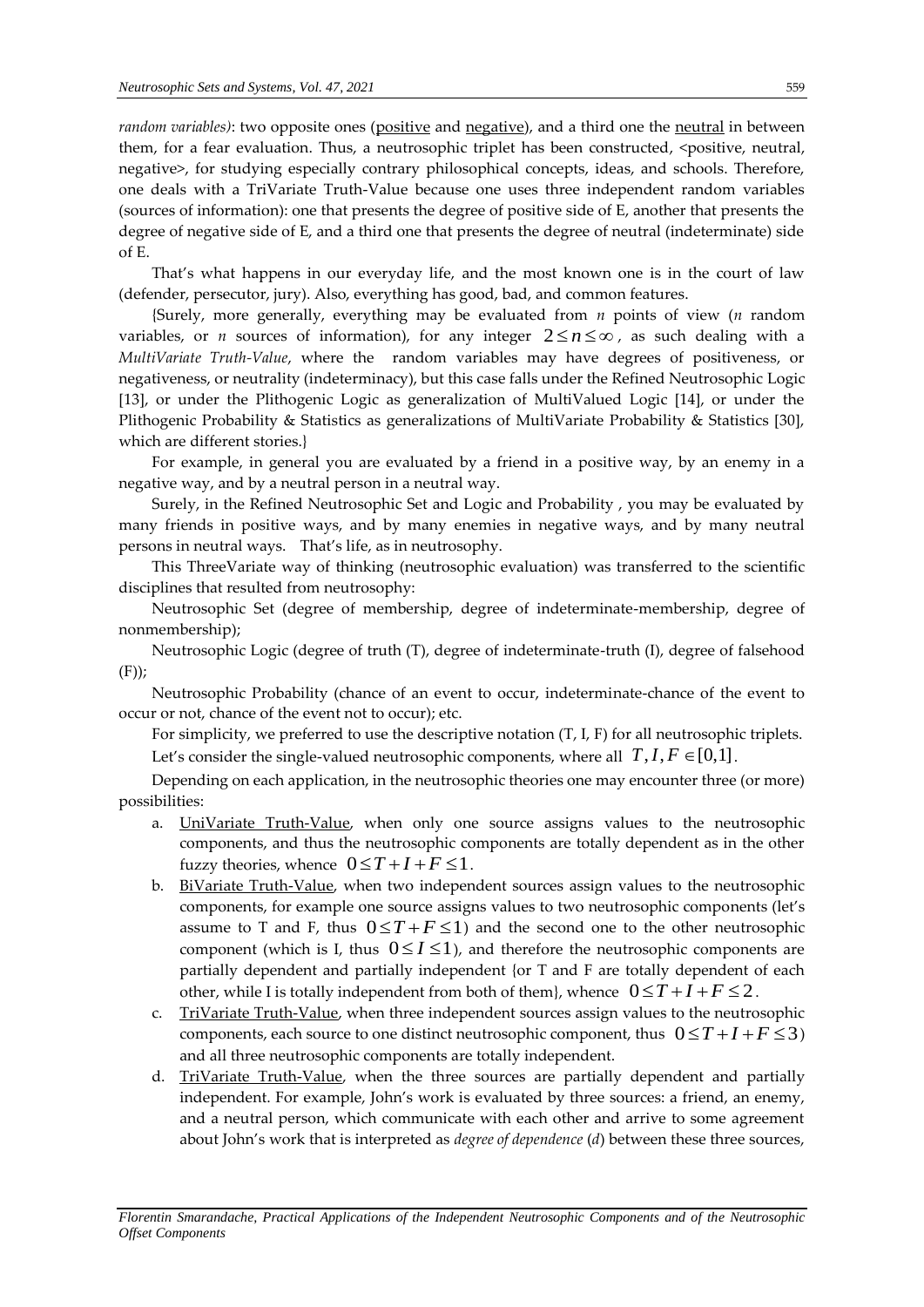*random variables)*: two opposite ones (<u>positive</u> and <u>negative</u>), and a third one the <u>neutral</u> in between them, for a fear evaluation. Thus, a neutrosophic triplet has been constructed, <positive, neutral, negative>, for studying especially contrary philosophical concepts, ideas, and schools. Therefore, one deals with a TriVariate Truth-Value because one uses three independent random variables (sources of information): one that presents the degree of positive side of E, another that presents the degree of negative side of E, and a third one that presents the degree of neutral (indeterminate) side of E.

That's what happens in our everyday life, and the most known one is in the court of law (defender, persecutor, jury). Also, everything has good, bad, and common features.

{Surely, more generally, everything may be evaluated from *n* points of view (*n* random variables, or *n* sources of information), for any integer $2 \leq n \leq \infty$, as such dealing with a *MultiVariate Truth-Value*, where the random variables may have degrees of positiveness, or negativeness, or neutrality (indeterminacy), but this case falls under the Refined Neutrosophic Logic [13], or under the Plithogenic Logic as generalization of MultiValued Logic [14], or under the Plithogenic Probability & Statistics as generalizations of MultiVariate Probability & Statistics [30], which are different stories.}

For example, in general you are evaluated by a friend in a positive way, by an enemy in a negative way, and by a neutral person in a neutral way.

Surely, in the Refined Neutrosophic Set and Logic and Probability , you may be evaluated by many friends in positive ways, and by many enemies in negative ways, and by many neutral persons in neutral ways. That's life, as in neutrosophy.

This ThreeVariate way of thinking (neutrosophic evaluation) was transferred to the scientific disciplines that resulted from neutrosophy:

Neutrosophic Set (degree of membership, degree of indeterminate-membership, degree of nonmembership);

Neutrosophic Logic (degree of truth (T), degree of indeterminate-truth (I), degree of falsehood (F));

Neutrosophic Probability (chance of an event to occur, indeterminate-chance of the event to occur or not, chance of the event not to occur); etc.

For simplicity, we preferred to use the descriptive notation (T, I, F) for all neutrosophic triplets.

Let's consider the single-valued neutrosophic components, where all $T, I, F \in [0,1]$.

Depending on each application, in the neutrosophic theories one may encounter three (or more) possibilities:

a. <u>UniVariate Truth-Value</u>, when only one source assigns values to the neutrosophic components, and thus the neutrosophic components are totally dependent as in the other fuzzy theories, whence $0 \leq T + I + F \leq 1$.
b. <u>BiVariate Truth-Value</u>, when two independent sources assign values to the neutrosophic components, for example one source assigns values to two neutrosophic components (let's assume to T and F, thus $0 \leq T + F \leq 1$) and the second one to the other neutrosophic component (which is I, thus $0 \leq I \leq 1$), and therefore the neutrosophic components are partially dependent and partially independent {or T and F are totally dependent of each other, while I is totally independent from both of them}, whence $0 \leq T + I + F \leq 2$.
c. <u>TriVariate Truth-Value</u>, when three independent sources assign values to the neutrosophic components, each source to one distinct neutrosophic component, thus $0 \leq T + I + F \leq 3$) and all three neutrosophic components are totally independent.
d. <u>TriVariate Truth-Value</u>, when the three sources are partially dependent and partially independent. For example, John's work is evaluated by three sources: a friend, an enemy, and a neutral person, which communicate with each other and arrive to some agreement about John's work that is interpreted as *degree of dependence* (*d*) between these three sources,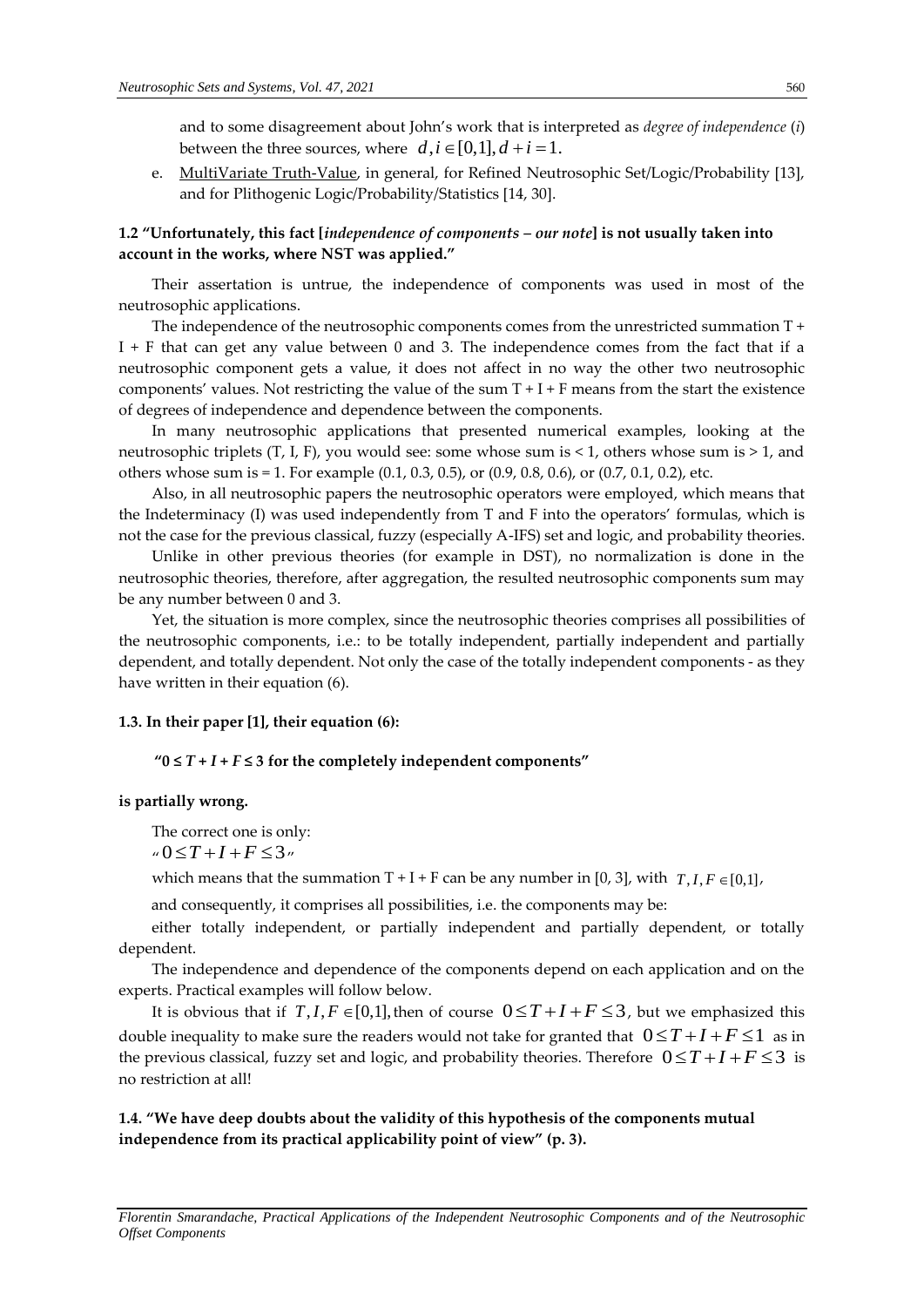and to some disagreement about John's work that is interpreted as *degree of independence* (*i*) between the three sources, where $d, i \in [0,1], d+i=1.$

e. MultiVariate Truth-Value, in general, for Refined Neutrosophic Set/Logic/Probability [13], and for Plithogenic Logic/Probability/Statistics [14, 30].

### 1.2 "Unfortunately, this fact [*independence of components – our note*] is not usually taken into account in the works, where NST was applied."

Their assertion is untrue, the independence of components was used in most of the neutrosophic applications.

The independence of the neutrosophic components comes from the unrestricted summation T + I + F that can get any value between 0 and 3. The independence comes from the fact that if a neutrosophic component gets a value, it does not affect in no way the other two neutrosophic components' values. Not restricting the value of the sum T + I + F means from the start the existence of degrees of independence and dependence between the components.

In many neutrosophic applications that presented numerical examples, looking at the neutrosophic triplets (T, I, F), you would see: some whose sum is < 1, others whose sum is > 1, and others whose sum is = 1. For example (0.1, 0.3, 0.5), or (0.9, 0.8, 0.6), or (0.7, 0.1, 0.2), etc.

Also, in all neutrosophic papers the neutrosophic operators were employed, which means that the Indeterminacy (I) was used independently from T and F into the operators' formulas, which is not the case for the previous classical, fuzzy (especially A-IFS) set and logic, and probability theories.

Unlike in other previous theories (for example in DST), no normalization is done in the neutrosophic theories, therefore, after aggregation, the resulted neutrosophic components sum may be any number between 0 and 3.

Yet, the situation is more complex, since the neutrosophic theories comprises all possibilities of the neutrosophic components, i.e.: to be totally independent, partially independent and partially dependent, and totally dependent. Not only the case of the totally independent components - as they have written in their equation (6).

### 1.3. In their paper [1], their equation (6):

**"$0 \le T + I + F \le 3$ for the completely independent components"**

**is partially wrong.**

The correct one is only:

"$0 \le T + I + F \le 3$"

which means that the summation T + I + F can be any number in [0, 3], with $T, I, F \in [0,1]$,

and consequently, it comprises all possibilities, i.e. the components may be:

either totally independent, or partially independent and partially dependent, or totally dependent.

The independence and dependence of the components depend on each application and on the experts. Practical examples will follow below.

It is obvious that if $T, I, F \in [0,1]$, then of course $0 \le T + I + F \le 3$, but we emphasized this double inequality to make sure the readers would not take for granted that $0 \le T + I + F \le 1$ as in the previous classical, fuzzy set and logic, and probability theories. Therefore $0 \le T + I + F \le 3$ is no restriction at all!

### 1.4. "We have deep doubts about the validity of this hypothesis of the components mutual independence from its practical applicability point of view" (p. 3).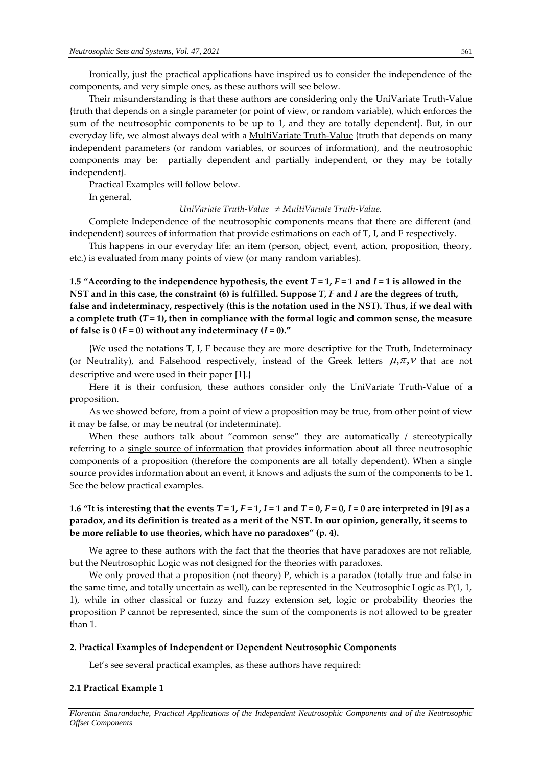Ironically, just the practical applications have inspired us to consider the independence of the components, and very simple ones, as these authors will see below.

Their misunderstanding is that these authors are considering only the UniVariate Truth-Value {truth that depends on a single parameter (or point of view, or random variable), which enforces the sum of the neutrosophic components to be up to 1, and they are totally dependent}. But, in our everyday life, we almost always deal with a MultiVariate Truth-Value {truth that depends on many independent parameters (or random variables, or sources of information), and the neutrosophic components may be: partially dependent and partially independent, or they may be totally independent}.

Practical Examples will follow below.

In general,

$$\textit{UniVariate Truth-Value} \neq \textit{MultiVariate Truth-Value}.$$

Complete Independence of the neutrosophic components means that there are different (and independent) sources of information that provide estimations on each of T, I, and F respectively.

This happens in our everyday life: an item (person, object, event, action, proposition, theory, etc.) is evaluated from many points of view (or many random variables).

**1.5 "According to the independence hypothesis, the event $T = 1$, $F = 1$ and $I = 1$ is allowed in the NST and in this case, the constraint (6) is fulfilled. Suppose $T$, $F$ and $I$ are the degrees of truth, false and indeterminacy, respectively (this is the notation used in the NST). Thus, if we deal with a complete truth ($T = 1$), then in compliance with the formal logic and common sense, the measure of false is 0 ($F = 0$) without any indeterminacy ($I = 0$)."**

{We used the notations T, I, F because they are more descriptive for the Truth, Indeterminacy (or Neutrality), and Falsehood respectively, instead of the Greek letters $\mu, \pi, \nu$ that are not descriptive and were used in their paper [1].}

Here it is their confusion, these authors consider only the UniVariate Truth-Value of a proposition.

As we showed before, from a point of view a proposition may be true, from other point of view it may be false, or may be neutral (or indeterminate).

When these authors talk about "common sense" they are automatically / stereotypically referring to a single source of information that provides information about all three neutrosophic components of a proposition (therefore the components are all totally dependent). When a single source provides information about an event, it knows and adjusts the sum of the components to be 1. See the below practical examples.

**1.6 "It is interesting that the events $T = 1$, $F = 1$, $I = 1$ and $T = 0$, $F = 0$, $I = 0$ are interpreted in [9] as a paradox, and its definition is treated as a merit of the NST. In our opinion, generally, it seems to be more reliable to use theories, which have no paradoxes" (p. 4).**

We agree to these authors with the fact that the theories that have paradoxes are not reliable, but the Neutrosophic Logic was not designed for the theories with paradoxes.

We only proved that a proposition (not theory) P, which is a paradox (totally true and false in the same time, and totally uncertain as well), can be represented in the Neutrosophic Logic as P(1, 1, 1), while in other classical or fuzzy and fuzzy extension set, logic or probability theories the proposition P cannot be represented, since the sum of the components is not allowed to be greater than 1.

### 2. Practical Examples of Independent or Dependent Neutrosophic Components

Let's see several practical examples, as these authors have required:

#### 2.1 Practical Example 1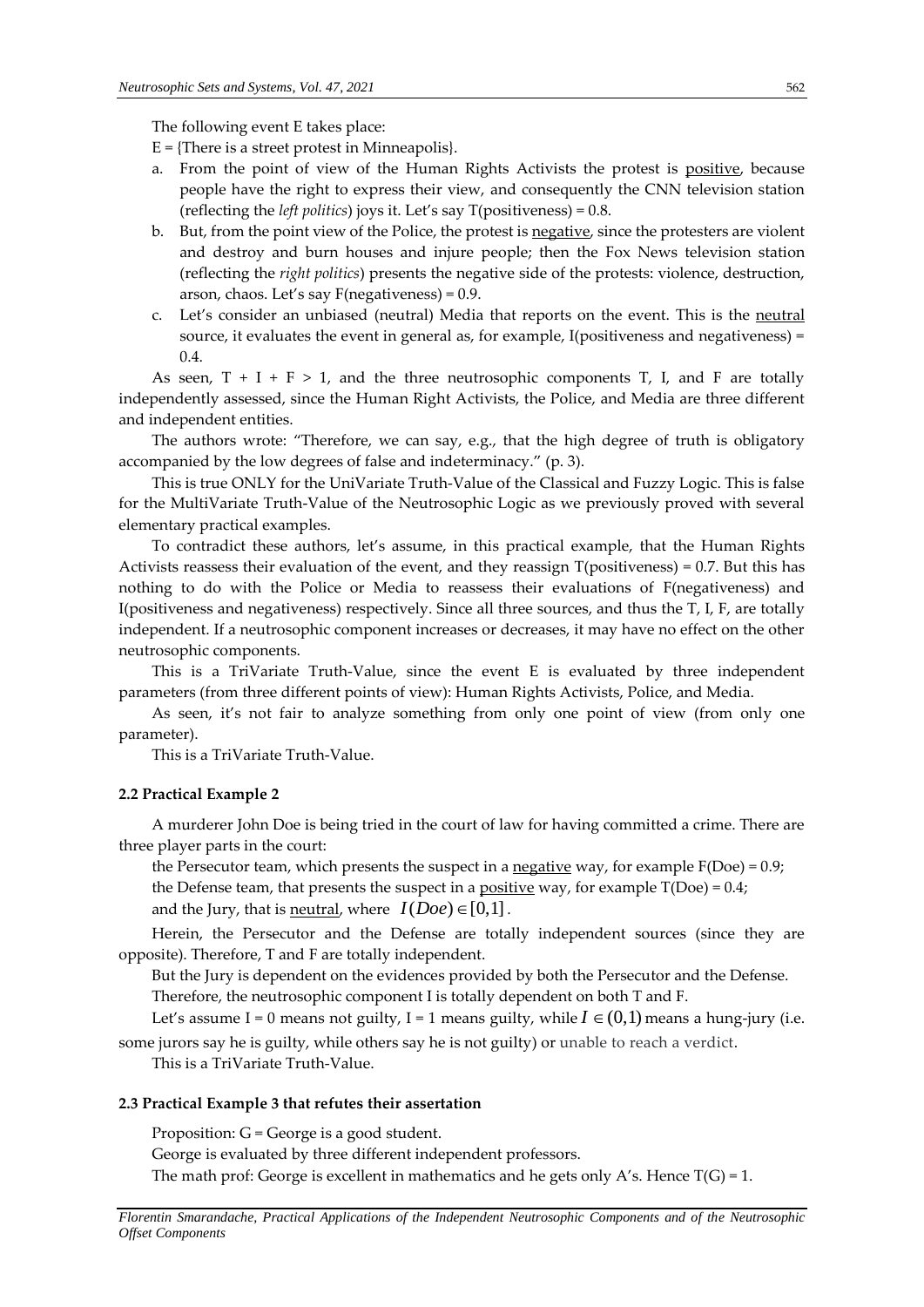The following event E takes place:

E = {There is a street protest in Minneapolis}.

a. From the point of view of the Human Rights Activists the protest is positive, because people have the right to express their view, and consequently the CNN television station (reflecting the *left politics*) joys it. Let's say T(positiveness) = 0.8.
b. But, from the point view of the Police, the protest is negative, since the protesters are violent and destroy and burn houses and injure people; then the Fox News television station (reflecting the *right politics*) presents the negative side of the protests: violence, destruction, arson, chaos. Let's say F(negativeness) = 0.9.
c. Let's consider an unbiased (neutral) Media that reports on the event. This is the neutral source, it evaluates the event in general as, for example, I(positiveness and negativeness) = 0.4.

As seen, $T + I + F > 1$, and the three neutrosophic components T, I, and F are totally independently assessed, since the Human Right Activists, the Police, and Media are three different and independent entities.

The authors wrote: "Therefore, we can say, e.g., that the high degree of truth is obligatory accompanied by the low degrees of false and indeterminacy." (p. 3).

This is true ONLY for the UniVariate Truth-Value of the Classical and Fuzzy Logic. This is false for the MultiVariate Truth-Value of the Neutrosophic Logic as we previously proved with several elementary practical examples.

To contradict these authors, let's assume, in this practical example, that the Human Rights Activists reassess their evaluation of the event, and they reassign T(positiveness) = 0.7. But this has nothing to do with the Police or Media to reassess their evaluations of F(negativeness) and I(positiveness and negativeness) respectively. Since all three sources, and thus the T, I, F, are totally independent. If a neutrosophic component increases or decreases, it may have no effect on the other neutrosophic components.

This is a TriVariate Truth-Value, since the event E is evaluated by three independent parameters (from three different points of view): Human Rights Activists, Police, and Media.

As seen, it's not fair to analyze something from only one point of view (from only one parameter).

This is a TriVariate Truth-Value.

### 2.2 Practical Example 2

A murderer John Doe is being tried in the court of law for having committed a crime. There are three player parts in the court:

the Persecutor team, which presents the suspect in a negative way, for example F(Doe) = 0.9;

the Defense team, that presents the suspect in a positive way, for example T(Doe) = 0.4;

and the Jury, that is neutral, where $I(Doe) \in [0,1]$.

Herein, the Persecutor and the Defense are totally independent sources (since they are opposite). Therefore, T and F are totally independent.

But the Jury is dependent on the evidences provided by both the Persecutor and the Defense.

Therefore, the neutrosophic component I is totally dependent on both T and F.

Let's assume I = 0 means not guilty, I = 1 means guilty, while $I \in (0,1)$ means a hung-jury (i.e. some jurors say he is guilty, while others say he is not guilty) or unable to reach a verdict.

This is a TriVariate Truth-Value.

### 2.3 Practical Example 3 that refutes their assertation

Proposition: G = George is a good student.

George is evaluated by three different independent professors.

The math prof: George is excellent in mathematics and he gets only A's. Hence T(G) = 1.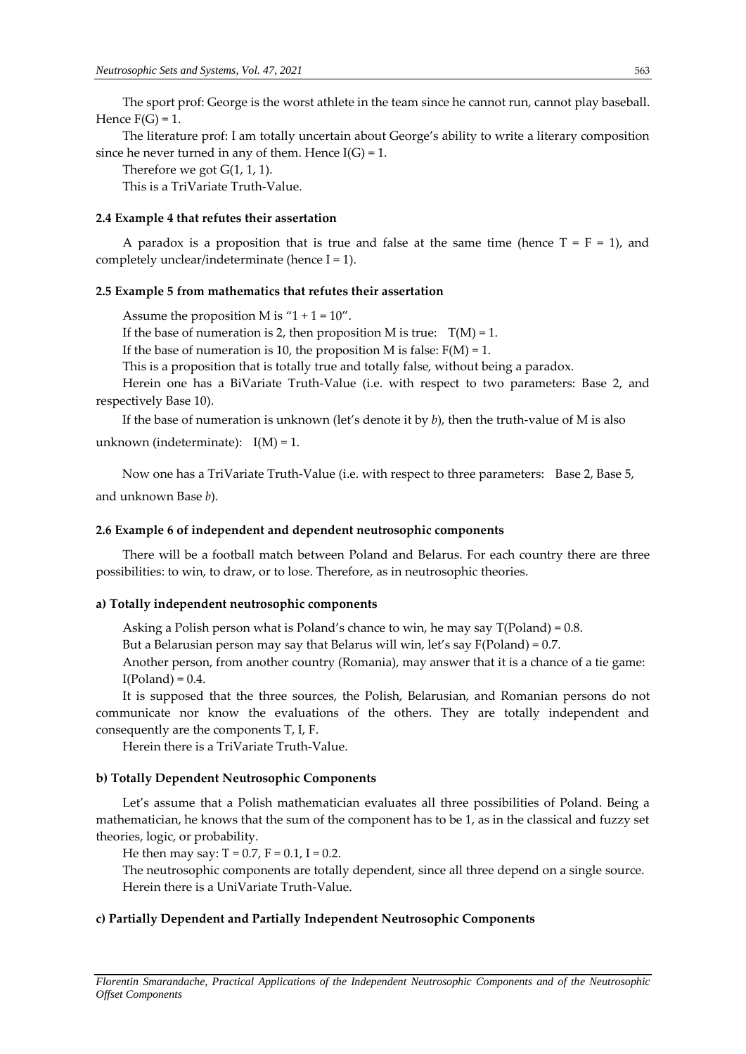The sport prof: George is the worst athlete in the team since he cannot run, cannot play baseball. Hence $F(G) = 1$.

The literature prof: I am totally uncertain about George's ability to write a literary composition since he never turned in any of them. Hence $I(G) = 1$.

Therefore we got $G(1, 1, 1)$.

This is a TriVariate Truth-Value.

#### 2.4 Example 4 that refutes their assertation

A paradox is a proposition that is true and false at the same time (hence $T = F = 1$), and completely unclear/indeterminate (hence $I = 1$).

#### 2.5 Example 5 from mathematics that refutes their assertation

Assume the proposition M is "$1 + 1 = 10$".

If the base of numeration is 2, then proposition M is true: $T(M) = 1$.

If the base of numeration is 10, the proposition M is false: $F(M) = 1$.

This is a proposition that is totally true and totally false, without being a paradox.

Herein one has a BiVariate Truth-Value (i.e. with respect to two parameters: Base 2, and respectively Base 10).

If the base of numeration is unknown (let's denote it by $b$), then the truth-value of M is also unknown (indeterminate): $I(M) = 1$.

Now one has a TriVariate Truth-Value (i.e. with respect to three parameters: Base 2, Base 5, and unknown Base $b$).

#### 2.6 Example 6 of independent and dependent neutrosophic components

There will be a football match between Poland and Belarus. For each country there are three possibilities: to win, to draw, or to lose. Therefore, as in neutrosophic theories.

**a) Totally independent neutrosophic components**

Asking a Polish person what is Poland's chance to win, he may say $T(\text{Poland}) = 0.8$.

But a Belarusian person may say that Belarus will win, let's say $F(\text{Poland}) = 0.7$.

Another person, from another country (Romania), may answer that it is a chance of a tie game: $I(\text{Poland}) = 0.4$.

It is supposed that the three sources, the Polish, Belarusian, and Romanian persons do not communicate nor know the evaluations of the others. They are totally independent and consequently are the components T, I, F.

Herein there is a TriVariate Truth-Value.

**b) Totally Dependent Neutrosophic Components**

Let's assume that a Polish mathematician evaluates all three possibilities of Poland. Being a mathematician, he knows that the sum of the component has to be 1, as in the classical and fuzzy set theories, logic, or probability.

He then may say: $T = 0.7$, $F = 0.1$, $I = 0.2$.

The neutrosophic components are totally dependent, since all three depend on a single source.

Herein there is a UniVariate Truth-Value.

**c) Partially Dependent and Partially Independent Neutrosophic Components**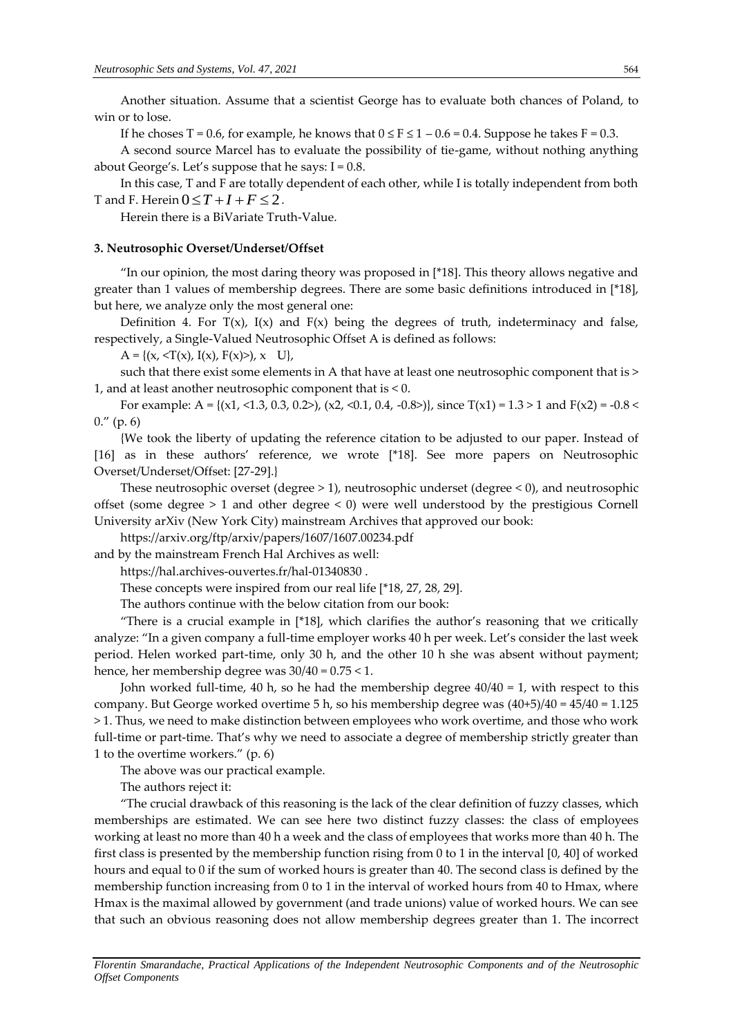Another situation. Assume that a scientist George has to evaluate both chances of Poland, to win or to lose.

If he choses T = 0.6, for example, he knows that $0 \leq F \leq 1 - 0.6 = 0.4$. Suppose he takes F = 0.3.

A second source Marcel has to evaluate the possibility of tie-game, without nothing anything about George's. Let's suppose that he says: I = 0.8.

In this case, T and F are totally dependent of each other, while I is totally independent from both T and F. Herein $0 \leq T + I + F \leq 2$.

Herein there is a BiVariate Truth-Value.

### 3. Neutrosophic Overset/Underset/Offset

"In our opinion, the most daring theory was proposed in [*18]. This theory allows negative and greater than 1 values of membership degrees. There are some basic definitions introduced in [*18], but here, we analyze only the most general one:

Definition 4. For T(x), I(x) and F(x) being the degrees of truth, indeterminacy and false, respectively, a Single-Valued Neutrosophic Offset A is defined as follows:

A = {(x, <T(x), I(x), F(x)>), x U},

such that there exist some elements in A that have at least one neutrosophic component that is > 1, and at least another neutrosophic component that is < 0.

For example: A = {(x1, <1.3, 0.3, 0.2>), (x2, <0.1, 0.4, -0.8>)}, since T(x1) = 1.3 > 1 and F(x2) = -0.8 < 0." (p. 6)

{We took the liberty of updating the reference citation to be adjusted to our paper. Instead of [16] as in these authors' reference, we wrote [*18]. See more papers on Neutrosophic Overset/Underset/Offset: [27-29].}

These neutrosophic overset (degree > 1), neutrosophic underset (degree < 0), and neutrosophic offset (some degree > 1 and other degree < 0) were well understood by the prestigious Cornell University arXiv (New York City) mainstream Archives that approved our book:

https://arxiv.org/ftp/arxiv/papers/1607/1607.00234.pdf

and by the mainstream French Hal Archives as well:

https://hal.archives-ouvertes.fr/hal-01340830 .

These concepts were inspired from our real life [*18, 27, 28, 29].

The authors continue with the below citation from our book:

"There is a crucial example in [*18], which clarifies the author's reasoning that we critically analyze: "In a given company a full-time employer works 40 h per week. Let's consider the last week period. Helen worked part-time, only 30 h, and the other 10 h she was absent without payment; hence, her membership degree was 30/40 = 0.75 < 1.

John worked full-time, 40 h, so he had the membership degree 40/40 = 1, with respect to this company. But George worked overtime 5 h, so his membership degree was (40+5)/40 = 45/40 = 1.125 > 1. Thus, we need to make distinction between employees who work overtime, and those who work full-time or part-time. That's why we need to associate a degree of membership strictly greater than 1 to the overtime workers." (p. 6)

The above was our practical example.

The authors reject it:

"The crucial drawback of this reasoning is the lack of the clear definition of fuzzy classes, which memberships are estimated. We can see here two distinct fuzzy classes: the class of employees working at least no more than 40 h a week and the class of employees that works more than 40 h. The first class is presented by the membership function rising from 0 to 1 in the interval [0, 40] of worked hours and equal to 0 if the sum of worked hours is greater than 40. The second class is defined by the membership function increasing from 0 to 1 in the interval of worked hours from 40 to Hmax, where Hmax is the maximal allowed by government (and trade unions) value of worked hours. We can see that such an obvious reasoning does not allow membership degrees greater than 1. The incorrect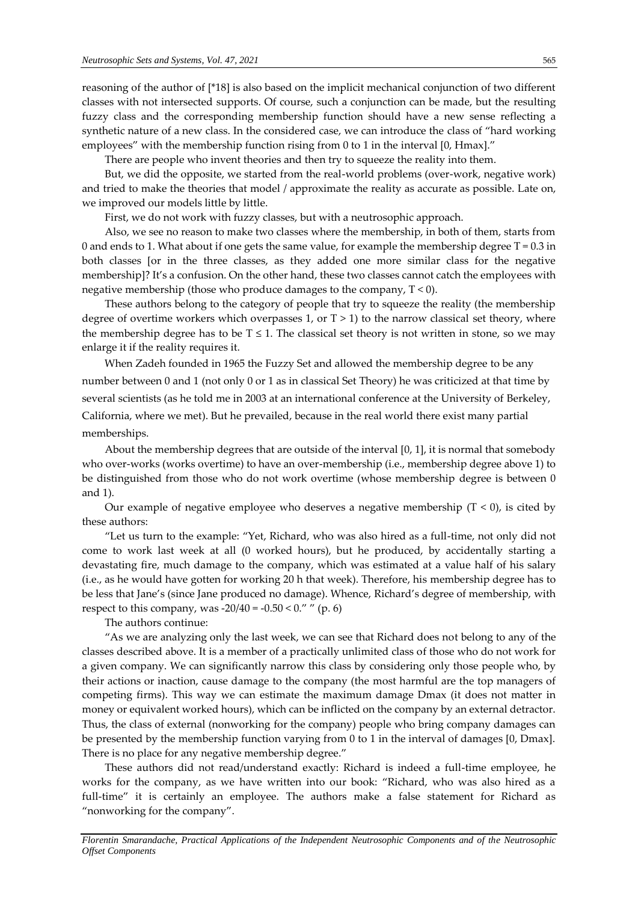reasoning of the author of [*18] is also based on the implicit mechanical conjunction of two different classes with not intersected supports. Of course, such a conjunction can be made, but the resulting fuzzy class and the corresponding membership function should have a new sense reflecting a synthetic nature of a new class. In the considered case, we can introduce the class of "hard working employees" with the membership function rising from 0 to 1 in the interval [0, Hmax]."

There are people who invent theories and then try to squeeze the reality into them.

But, we did the opposite, we started from the real-world problems (over-work, negative work) and tried to make the theories that model / approximate the reality as accurate as possible. Late on, we improved our models little by little.

First, we do not work with fuzzy classes, but with a neutrosophic approach.

Also, we see no reason to make two classes where the membership, in both of them, starts from 0 and ends to 1. What about if one gets the same value, for example the membership degree $T = 0.3$ in both classes [or in the three classes, as they added one more similar class for the negative membership]? It's a confusion. On the other hand, these two classes cannot catch the employees with negative membership (those who produce damages to the company, $T < 0$).

These authors belong to the category of people that try to squeeze the reality (the membership degree of overtime workers which overpasses 1, or $T > 1$) to the narrow classical set theory, where the membership degree has to be $T \leq 1$. The classical set theory is not written in stone, so we may enlarge it if the reality requires it.

When Zadeh founded in 1965 the Fuzzy Set and allowed the membership degree to be any number between 0 and 1 (not only 0 or 1 as in classical Set Theory) he was criticized at that time by several scientists (as he told me in 2003 at an international conference at the University of Berkeley, California, where we met). But he prevailed, because in the real world there exist many partial memberships.

About the membership degrees that are outside of the interval [0, 1], it is normal that somebody who over-works (works overtime) to have an over-membership (i.e., membership degree above 1) to be distinguished from those who do not work overtime (whose membership degree is between 0 and 1).

Our example of negative employee who deserves a negative membership ($T < 0$), is cited by these authors:

"Let us turn to the example: "Yet, Richard, who was also hired as a full-time, not only did not come to work last week at all (0 worked hours), but he produced, by accidentally starting a devastating fire, much damage to the company, which was estimated at a value half of his salary (i.e., as he would have gotten for working 20 h that week). Therefore, his membership degree has to be less that Jane's (since Jane produced no damage). Whence, Richard's degree of membership, with respect to this company, was $-20/40 = -0.50 < 0$." " (p. 6)

The authors continue:

"As we are analyzing only the last week, we can see that Richard does not belong to any of the classes described above. It is a member of a practically unlimited class of those who do not work for a given company. We can significantly narrow this class by considering only those people who, by their actions or inaction, cause damage to the company (the most harmful are the top managers of competing firms). This way we can estimate the maximum damage Dmax (it does not matter in money or equivalent worked hours), which can be inflicted on the company by an external detractor. Thus, the class of external (nonworking for the company) people who bring company damages can be presented by the membership function varying from 0 to 1 in the interval of damages [0, Dmax]. There is no place for any negative membership degree."

These authors did not read/understand exactly: Richard is indeed a full-time employee, he works for the company, as we have written into our book: "Richard, who was also hired as a full-time" it is certainly an employee. The authors make a false statement for Richard as "nonworking for the company".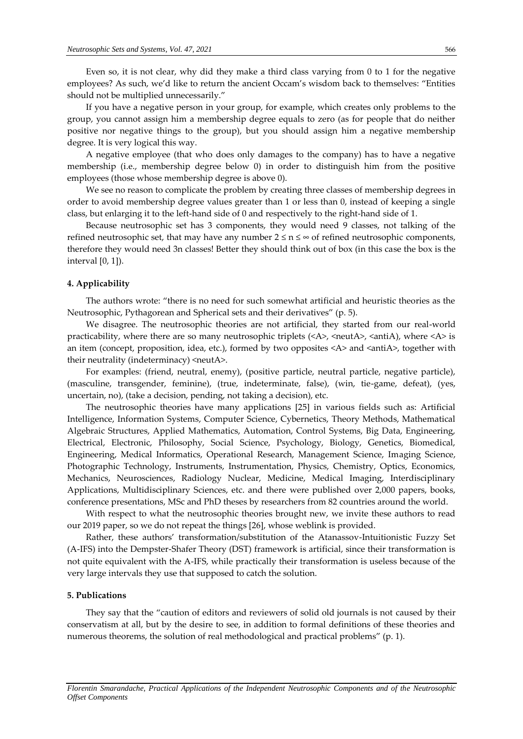Even so, it is not clear, why did they make a third class varying from 0 to 1 for the negative employees? As such, we'd like to return the ancient Occam's wisdom back to themselves: "Entities should not be multiplied unnecessarily."

If you have a negative person in your group, for example, which creates only problems to the group, you cannot assign him a membership degree equals to zero (as for people that do neither positive nor negative things to the group), but you should assign him a negative membership degree. It is very logical this way.

A negative employee (that who does only damages to the company) has to have a negative membership (i.e., membership degree below 0) in order to distinguish him from the positive employees (those whose membership degree is above 0).

We see no reason to complicate the problem by creating three classes of membership degrees in order to avoid membership degree values greater than 1 or less than 0, instead of keeping a single class, but enlarging it to the left-hand side of 0 and respectively to the right-hand side of 1.

Because neutrosophic set has 3 components, they would need 9 classes, not talking of the refined neutrosophic set, that may have any number $2 \leq n \leq \infty$ of refined neutrosophic components, therefore they would need 3n classes! Better they should think out of box (in this case the box is the interval [0, 1]).

#### 4. Applicability

The authors wrote: "there is no need for such somewhat artificial and heuristic theories as the Neutrosophic, Pythagorean and Spherical sets and their derivatives" (p. 5).

We disagree. The neutrosophic theories are not artificial, they started from our real-world practicability, where there are so many neutrosophic triplets (<A>, <neutA>, <antiA), where <A> is an item (concept, proposition, idea, etc.), formed by two opposites <A> and <antiA>, together with their neutrality (indeterminacy) <neutA>.

For examples: (friend, neutral, enemy), (positive particle, neutral particle, negative particle), (masculine, transgender, feminine), (true, indeterminate, false), (win, tie-game, defeat), (yes, uncertain, no), (take a decision, pending, not taking a decision), etc.

The neutrosophic theories have many applications [25] in various fields such as: Artificial Intelligence, Information Systems, Computer Science, Cybernetics, Theory Methods, Mathematical Algebraic Structures, Applied Mathematics, Automation, Control Systems, Big Data, Engineering, Electrical, Electronic, Philosophy, Social Science, Psychology, Biology, Genetics, Biomedical, Engineering, Medical Informatics, Operational Research, Management Science, Imaging Science, Photographic Technology, Instruments, Instrumentation, Physics, Chemistry, Optics, Economics, Mechanics, Neurosciences, Radiology Nuclear, Medicine, Medical Imaging, Interdisciplinary Applications, Multidisciplinary Sciences, etc. and there were published over 2,000 papers, books, conference presentations, MSc and PhD theses by researchers from 82 countries around the world.

With respect to what the neutrosophic theories brought new, we invite these authors to read our 2019 paper, so we do not repeat the things [26], whose weblink is provided.

Rather, these authors' transformation/substitution of the Atanassov-Intuitionistic Fuzzy Set (A-IFS) into the Dempster-Shafer Theory (DST) framework is artificial, since their transformation is not quite equivalent with the A-IFS, while practically their transformation is useless because of the very large intervals they use that supposed to catch the solution.

#### 5. Publications

They say that the "caution of editors and reviewers of solid old journals is not caused by their conservatism at all, but by the desire to see, in addition to formal definitions of these theories and numerous theorems, the solution of real methodological and practical problems" (p. 1).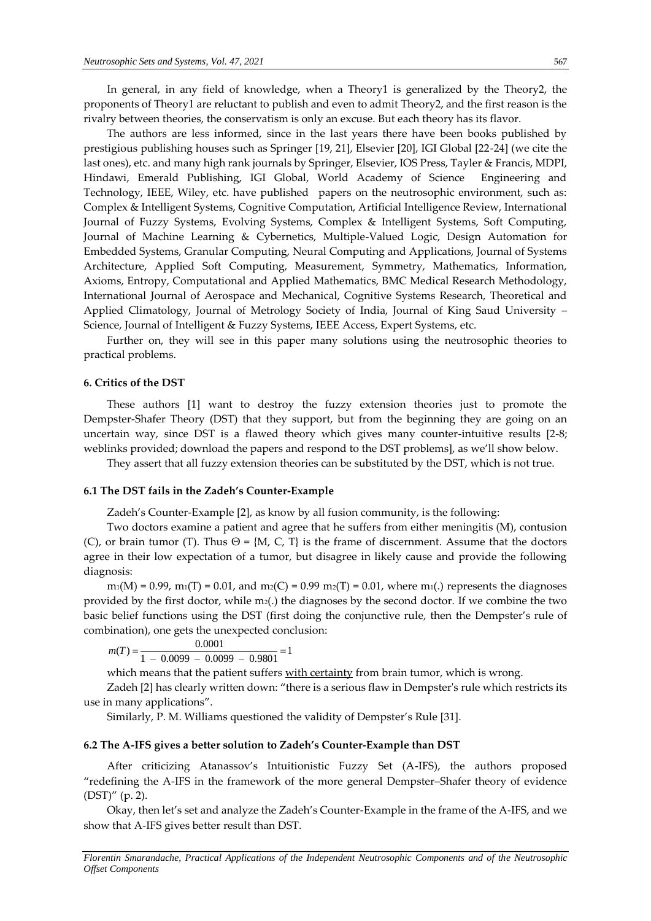In general, in any field of knowledge, when a Theory1 is generalized by the Theory2, the proponents of Theory1 are reluctant to publish and even to admit Theory2, and the first reason is the rivalry between theories, the conservatism is only an excuse. But each theory has its flavor.

The authors are less informed, since in the last years there have been books published by prestigious publishing houses such as Springer [19, 21], Elsevier [20], IGI Global [22-24] (we cite the last ones), etc. and many high rank journals by Springer, Elsevier, IOS Press, Tayler & Francis, MDPI, Hindawi, Emerald Publishing, IGI Global, World Academy of Science Engineering and Technology, IEEE, Wiley, etc. have published papers on the neutrosophic environment, such as: Complex & Intelligent Systems, Cognitive Computation, Artificial Intelligence Review, International Journal of Fuzzy Systems, Evolving Systems, Complex & Intelligent Systems, Soft Computing, Journal of Machine Learning & Cybernetics, Multiple-Valued Logic, Design Automation for Embedded Systems, Granular Computing, Neural Computing and Applications, Journal of Systems Architecture, Applied Soft Computing, Measurement, Symmetry, Mathematics, Information, Axioms, Entropy, Computational and Applied Mathematics, BMC Medical Research Methodology, International Journal of Aerospace and Mechanical, Cognitive Systems Research, Theoretical and Applied Climatology, Journal of Metrology Society of India, Journal of King Saud University – Science, Journal of Intelligent & Fuzzy Systems, IEEE Access, Expert Systems, etc.

Further on, they will see in this paper many solutions using the neutrosophic theories to practical problems.

### 6. Critics of the DST

These authors [1] want to destroy the fuzzy extension theories just to promote the Dempster-Shafer Theory (DST) that they support, but from the beginning they are going on an uncertain way, since DST is a flawed theory which gives many counter-intuitive results [2-8; weblinks provided; download the papers and respond to the DST problems], as we'll show below.

They assert that all fuzzy extension theories can be substituted by the DST, which is not true.

#### 6.1 The DST fails in the Zadeh's Counter-Example

Zadeh's Counter-Example [2], as know by all fusion community, is the following:

Two doctors examine a patient and agree that he suffers from either meningitis (M), contusion (C), or brain tumor (T). Thus $\Theta = \{M, C, T\}$ is the frame of discernment. Assume that the doctors agree in their low expectation of a tumor, but disagree in likely cause and provide the following diagnosis:

$m_1(M) = 0.99$, $m_1(T) = 0.01$, and $m_2(C) = 0.99$ $m_2(T) = 0.01$, where $m_1(.)$ represents the diagnoses provided by the first doctor, while $m_2(.)$ the diagnoses by the second doctor. If we combine the two basic belief functions using the DST (first doing the conjunctive rule, then the Dempster's rule of combination), one gets the unexpected conclusion:

$$m(T) = \frac{0.0001}{1 - 0.0099 - 0.0099 - 0.9801} = 1$$

which means that the patient suffers <u>with certainty</u> from brain tumor, which is wrong.

Zadeh [2] has clearly written down: "there is a serious flaw in Dempster's rule which restricts its use in many applications".

Similarly, P. M. Williams questioned the validity of Dempster's Rule [31].

#### 6.2 The A-IFS gives a better solution to Zadeh's Counter-Example than DST

After criticizing Atanassov's Intuitionistic Fuzzy Set (A-IFS), the authors proposed "redefining the A-IFS in the framework of the more general Dempster–Shafer theory of evidence (DST)" (p. 2).

Okay, then let's set and analyze the Zadeh's Counter-Example in the frame of the A-IFS, and we show that A-IFS gives better result than DST.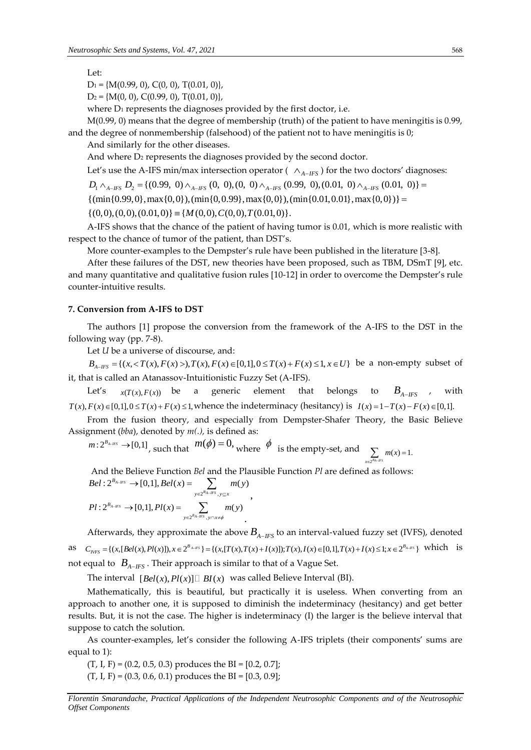Let:

$D_1 = \{M(0.99, 0), C(0, 0), T(0.01, 0)\}$,

$D_2 = \{M(0, 0), C(0.99, 0), T(0.01, 0)\}$,

where $D_1$ represents the diagnoses provided by the first doctor, i.e.

M(0.99, 0) means that the degree of membership (truth) of the patient to have meningitis is 0.99, and the degree of nonmembership (falsehood) of the patient not to have meningitis is 0;

And similarly for the other diseases.

And where $D_2$ represents the diagnoses provided by the second doctor.

Let's use the A-IFS min/max intersection operator ( $\wedge_{A-IFS}$ ) for the two doctors' diagnoses:

$$D_1 \wedge_{A-IFS} D_2 = \{(0.99,\ 0) \wedge_{A-IFS} (0,\ 0), (0,\ 0) \wedge_{A-IFS} (0.99,\ 0), (0.01,\ 0) \wedge_{A-IFS} (0.01,\ 0)\} =$$

$$\{(\min\{0.99, 0\}, \max\{0, 0\}), (\min\{0, 0.99\}, \max\{0, 0\}), (\min\{0.01, 0.01\}, \max\{0, 0\})\} =$$

$$\{(0,0), (0,0), (0.01, 0)\} \equiv \{M(0,0), C(0,0), T(0.01, 0)\}.$$

A-IFS shows that the chance of the patient of having tumor is 0.01, which is more realistic with respect to the chance of tumor of the patient, than DST's.

More counter-examples to the Dempster's rule have been published in the literature [3-8].

After these failures of the DST, new theories have been proposed, such as TBM, DSmT [9], etc. and many quantitative and qualitative fusion rules [10-12] in order to overcome the Dempster's rule counter-intuitive results.

### 7. Conversion from A-IFS to DST

The authors [1] propose the conversion from the framework of the A-IFS to the DST in the following way (pp. 7-8).

Let $U$ be a universe of discourse, and:

$B_{A-IFS} = \{(x, < T(x), F(x) >), T(x), F(x) \in [0,1], 0 \le T(x) + F(x) \le 1, x \in U\}$ be a non-empty subset of it, that is called an Atanassov-Intuitionistic Fuzzy Set (A-IFS).

Let's $x(T(x), F(x))$ be a generic element that belongs to $B_{A-IFS}$, with $T(x), F(x) \in [0,1], 0 \le T(x) + F(x) \le 1$, whence the indeterminacy (hesitancy) is $I(x) = 1 - T(x) - F(x) \in [0,1]$.

From the fusion theory, and especially from Dempster-Shafer Theory, the Basic Believe Assignment (*bba*), denoted by *m(.)*, is defined as:

$m: 2^{B_{A-IFS}} \to [0,1]$, such that $m(\phi) = 0$, where $\phi$ is the empty-set, and $\sum_{x \in 2^{B_{A-IFS}}} m(x) = 1.$

And the Believe Function *Bel* and the Plausible Function *Pl* are defined as follows:

$$Bel: 2^{B_{A-IFS}} \to [0,1], Bel(x) = \sum_{y \in 2^{B_{A-IFS}}, y \subseteq x} m(y),$$

$$Pl: 2^{B_{A-IFS}} \to [0,1], Pl(x) = \sum_{y \in 2^{B_{A-IFS}}, y \cap x \ne \phi} m(y).$$

Afterwards, they approximate the above $B_{A-IFS}$ to an interval-valued fuzzy set (IVFS), denoted as $C_{IVFS} = \{(x, [Bel(x), Pl(x)]), x \in 2^{B_{A-IFS}}\} = \{(x, [T(x), T(x) + I(x)]); T(x), I(x) \in [0,1], T(x) + I(x) \le 1; x \in 2^{B_{A-IFS}}\}$ which is not equal to $B_{A-IFS}$. Their approach is similar to that of a Vague Set.

The interval $[Bel(x), Pl(x)] \equiv BI(x)$ was called Believe Interval (BI).

Mathematically, this is beautiful, but practically it is useless. When converting from an approach to another one, it is supposed to diminish the indeterminacy (hesitancy) and get better results. But, it is not the case. The higher is indeterminacy (I) the larger is the believe interval that suppose to catch the solution.

As counter-examples, let's consider the following A-IFS triplets (their components' sums are equal to 1):

(T, I, F) = (0.2, 0.5, 0.3) produces the BI = [0.2, 0.7];

(T, I, F) = (0.3, 0.6, 0.1) produces the BI = [0.3, 0.9];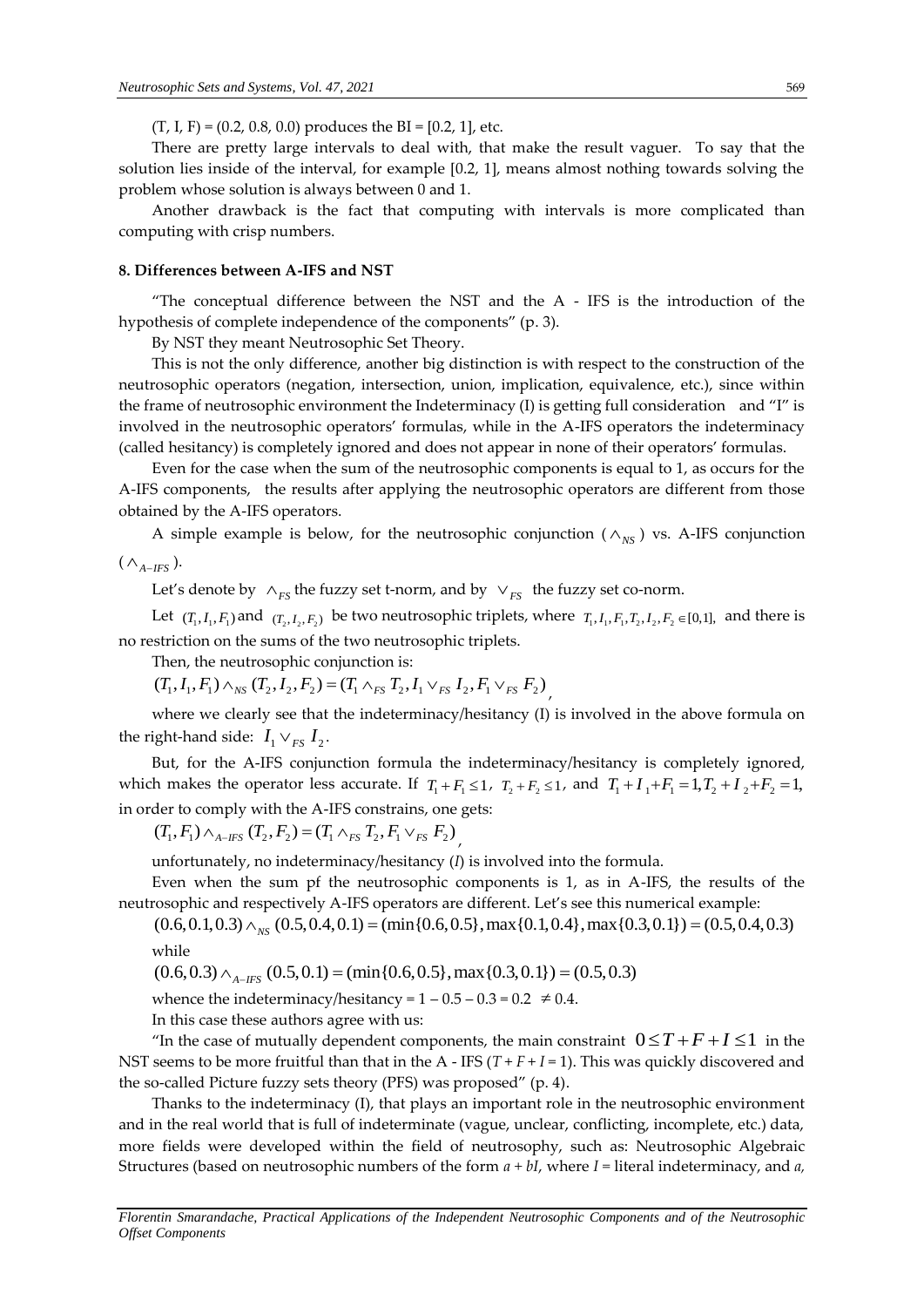(T, I, F) = (0.2, 0.8, 0.0) produces the BI = [0.2, 1], etc.

There are pretty large intervals to deal with, that make the result vaguer. To say that the solution lies inside of the interval, for example [0.2, 1], means almost nothing towards solving the problem whose solution is always between 0 and 1.

Another drawback is the fact that computing with intervals is more complicated than computing with crisp numbers.

## 8. Differences between A-IFS and NST

"The conceptual difference between the NST and the A - IFS is the introduction of the hypothesis of complete independence of the components" (p. 3).

By NST they meant Neutrosophic Set Theory.

This is not the only difference, another big distinction is with respect to the construction of the neutrosophic operators (negation, intersection, union, implication, equivalence, etc.), since within the frame of neutrosophic environment the Indeterminacy (I) is getting full consideration and "I" is involved in the neutrosophic operators' formulas, while in the A-IFS operators the indeterminacy (called hesitancy) is completely ignored and does not appear in none of their operators' formulas.

Even for the case when the sum of the neutrosophic components is equal to 1, as occurs for the A-IFS components, the results after applying the neutrosophic operators are different from those obtained by the A-IFS operators.

A simple example is below, for the neutrosophic conjunction ($\wedge_{NS}$) vs. A-IFS conjunction ($\wedge_{A-IFS}$).

Let's denote by $\wedge_{FS}$ the fuzzy set t-norm, and by $\vee_{FS}$ the fuzzy set co-norm.

Let $(T_1, I_1, F_1)$ and $(T_2, I_2, F_2)$ be two neutrosophic triplets, where $T_1, I_1, F_1, T_2, I_2, F_2 \in [0,1]$, and there is no restriction on the sums of the two neutrosophic triplets.

Then, the neutrosophic conjunction is:

$$(T_1, I_1, F_1) \wedge_{NS} (T_2, I_2, F_2) = (T_1 \wedge_{FS} T_2, I_1 \vee_{FS} I_2, F_1 \vee_{FS} F_2),$$

where we clearly see that the indeterminacy/hesitancy (I) is involved in the above formula on the right-hand side: $I_1 \vee_{FS} I_2$.

But, for the A-IFS conjunction formula the indeterminacy/hesitancy is completely ignored, which makes the operator less accurate. If $T_1 + F_1 \le 1$, $T_2 + F_2 \le 1$, and $T_1 + I_1 + F_1 = 1, T_2 + I_2 + F_2 = 1$, in order to comply with the A-IFS constrains, one gets:

$$(T_1, F_1) \wedge_{A-IFS} (T_2, F_2) = (T_1 \wedge_{FS} T_2, F_1 \vee_{FS} F_2),$$

unfortunately, no indeterminacy/hesitancy (*I*) is involved into the formula.

Even when the sum pf the neutrosophic components is 1, as in A-IFS, the results of the neutrosophic and respectively A-IFS operators are different. Let's see this numerical example:

$$(0.6, 0.1, 0.3) \wedge_{NS} (0.5, 0.4, 0.1) = (\min\{0.6, 0.5\}, \max\{0.1, 0.4\}, \max\{0.3, 0.1\}) = (0.5, 0.4, 0.3)$$

while

$$(0.6, 0.3) \wedge_{A-IFS} (0.5, 0.1) = (\min\{0.6, 0.5\}, \max\{0.3, 0.1\}) = (0.5, 0.3)$$

whence the indeterminacy/hesitancy = 1 – 0.5 – 0.3 = 0.2 $\neq$ 0.4.

In this case these authors agree with us:

"In the case of mutually dependent components, the main constraint $0 \le T + F + I \le 1$ in the NST seems to be more fruitful than that in the A - IFS ($T + F + I = 1$). This was quickly discovered and the so-called Picture fuzzy sets theory (PFS) was proposed" (p. 4).

Thanks to the indeterminacy (I), that plays an important role in the neutrosophic environment and in the real world that is full of indeterminate (vague, unclear, conflicting, incomplete, etc.) data, more fields were developed within the field of neutrosophy, such as: Neutrosophic Algebraic Structures (based on neutrosophic numbers of the form $a + bI$, where $I$ = literal indeterminacy, and $a$,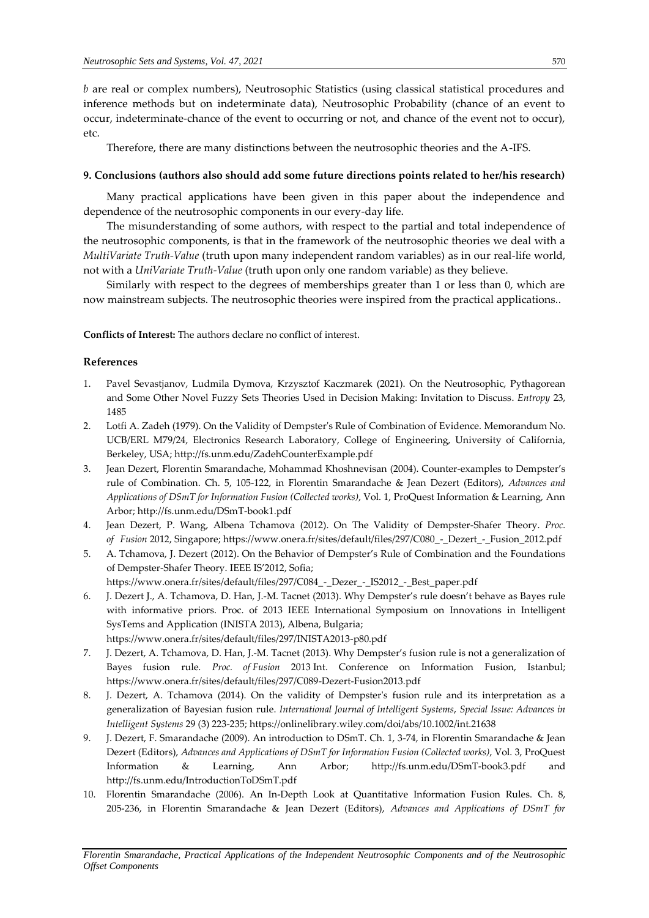*b* are real or complex numbers), Neutrosophic Statistics (using classical statistical procedures and inference methods but on indeterminate data), Neutrosophic Probability (chance of an event to occur, indeterminate-chance of the event to occurring or not, and chance of the event not to occur), etc.

Therefore, there are many distinctions between the neutrosophic theories and the A-IFS.

## 9. Conclusions (authors also should add some future directions points related to her/his research)

Many practical applications have been given in this paper about the independence and dependence of the neutrosophic components in our every-day life.

The misunderstanding of some authors, with respect to the partial and total independence of the neutrosophic components, is that in the framework of the neutrosophic theories we deal with a *MultiVariate Truth-Value* (truth upon many independent random variables) as in our real-life world, not with a *UniVariate Truth-Value* (truth upon only one random variable) as they believe.

Similarly with respect to the degrees of memberships greater than 1 or less than 0, which are now mainstream subjects. The neutrosophic theories were inspired from the practical applications..

**Conflicts of Interest:** The authors declare no conflict of interest.

## References

1. Pavel Sevastjanov, Ludmila Dymova, Krzysztof Kaczmarek (2021). On the Neutrosophic, Pythagorean and Some Other Novel Fuzzy Sets Theories Used in Decision Making: Invitation to Discuss. *Entropy* 23, 1485
2. Lotfi A. Zadeh (1979). On the Validity of Dempster's Rule of Combination of Evidence. Memorandum No. UCB/ERL M79/24, Electronics Research Laboratory, College of Engineering, University of California, Berkeley, USA; http://fs.unm.edu/ZadehCounterExample.pdf
3. Jean Dezert, Florentin Smarandache, Mohammad Khoshnevisan (2004). Counter-examples to Dempster's rule of Combination. Ch. 5, 105-122, in Florentin Smarandache & Jean Dezert (Editors), *Advances and Applications of DSmT for Information Fusion (Collected works)*, Vol. 1, ProQuest Information & Learning, Ann Arbor; http://fs.unm.edu/DSmT-book1.pdf
4. Jean Dezert, P. Wang, Albena Tchamova (2012). On The Validity of Dempster-Shafer Theory. *Proc. of Fusion* 2012, Singapore; https://www.onera.fr/sites/default/files/297/C080_-_Dezert_-_Fusion_2012.pdf
5. A. Tchamova, J. Dezert (2012). On the Behavior of Dempster's Rule of Combination and the Foundations of Dempster-Shafer Theory. IEEE IS'2012, Sofia; https://www.onera.fr/sites/default/files/297/C084_-_Dezer_-_IS2012_-_Best_paper.pdf
6. J. Dezert J., A. Tchamova, D. Han, J.-M. Tacnet (2013). Why Dempster's rule doesn't behave as Bayes rule with informative priors. Proc. of 2013 IEEE International Symposium on Innovations in Intelligent SysTems and Application (INISTA 2013), Albena, Bulgaria; https://www.onera.fr/sites/default/files/297/INISTA2013-p80.pdf
7. J. Dezert, A. Tchamova, D. Han, J.-M. Tacnet (2013). Why Dempster's fusion rule is not a generalization of Bayes fusion rule. *Proc. of Fusion* 2013 Int. Conference on Information Fusion, Istanbul; https://www.onera.fr/sites/default/files/297/C089-Dezert-Fusion2013.pdf
8. J. Dezert, A. Tchamova (2014). On the validity of Dempster's fusion rule and its interpretation as a generalization of Bayesian fusion rule. *International Journal of Intelligent Systems*, *Special Issue: Advances in Intelligent Systems* 29 (3) 223-235; https://onlinelibrary.wiley.com/doi/abs/10.1002/int.21638
9. J. Dezert, F. Smarandache (2009). An introduction to DSmT. Ch. 1, 3-74, in Florentin Smarandache & Jean Dezert (Editors), *Advances and Applications of DSmT for Information Fusion (Collected works)*, Vol. 3, ProQuest Information & Learning, Ann Arbor; http://fs.unm.edu/DSmT-book3.pdf and http://fs.unm.edu/IntroductionToDSmT.pdf
10. Florentin Smarandache (2006). An In-Depth Look at Quantitative Information Fusion Rules. Ch. 8, 205-236, in Florentin Smarandache & Jean Dezert (Editors), *Advances and Applications of DSmT for*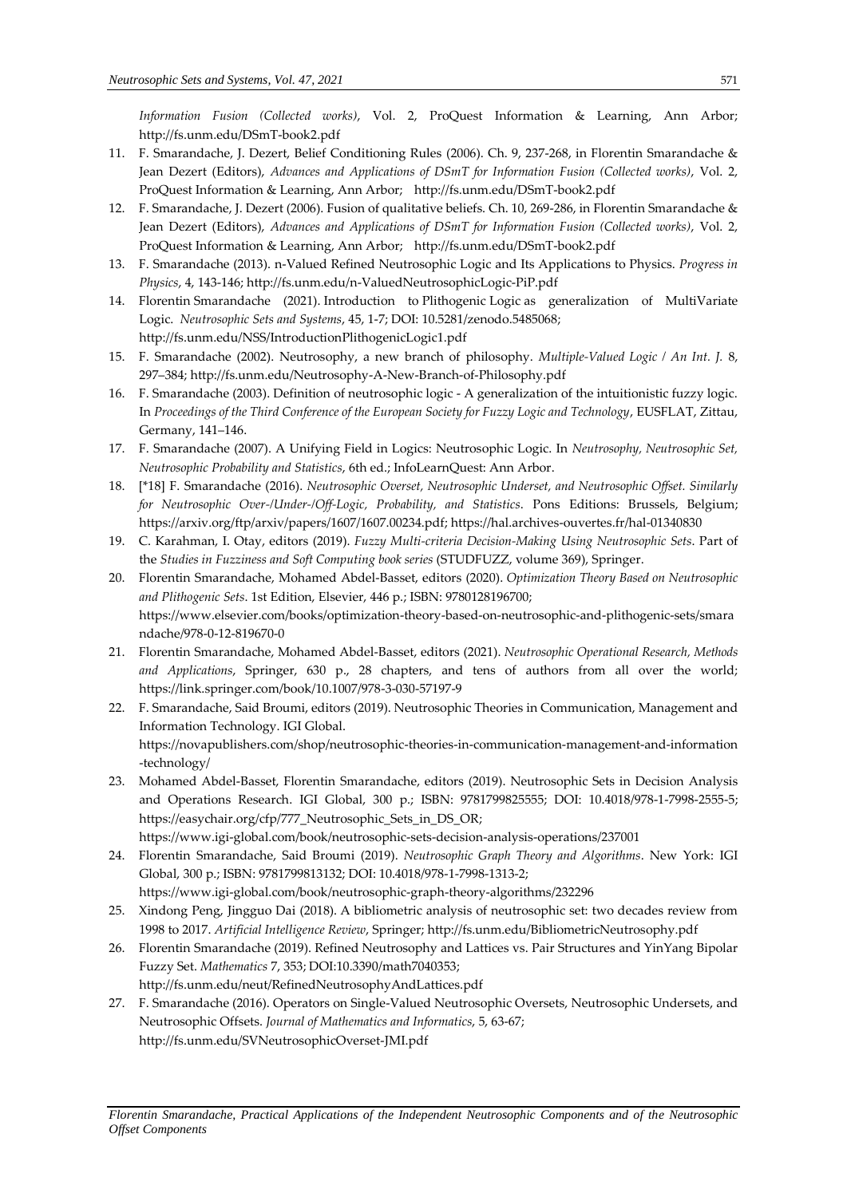*Information Fusion (Collected works)*, Vol. 2, ProQuest Information & Learning, Ann Arbor; http://fs.unm.edu/DSmT-book2.pdf

11. F. Smarandache, J. Dezert, Belief Conditioning Rules (2006). Ch. 9, 237-268, in Florentin Smarandache & Jean Dezert (Editors), *Advances and Applications of DSmT for Information Fusion (Collected works)*, Vol. 2, ProQuest Information & Learning, Ann Arbor; http://fs.unm.edu/DSmT-book2.pdf
12. F. Smarandache, J. Dezert (2006). Fusion of qualitative beliefs. Ch. 10, 269-286, in Florentin Smarandache & Jean Dezert (Editors), *Advances and Applications of DSmT for Information Fusion (Collected works)*, Vol. 2, ProQuest Information & Learning, Ann Arbor; http://fs.unm.edu/DSmT-book2.pdf
13. F. Smarandache (2013). n-Valued Refined Neutrosophic Logic and Its Applications to Physics. *Progress in Physics*, 4, 143-146; http://fs.unm.edu/n-ValuedNeutrosophicLogic-PiP.pdf
14. Florentin Smarandache (2021). Introduction to Plithogenic Logic as generalization of MultiVariate Logic. *Neutrosophic Sets and Systems*, 45, 1-7; DOI: 10.5281/zenodo.5485068; http://fs.unm.edu/NSS/IntroductionPlithogenicLogic1.pdf
15. F. Smarandache (2002). Neutrosophy, a new branch of philosophy. *Multiple-Valued Logic / An Int. J.* 8, 297–384; http://fs.unm.edu/Neutrosophy-A-New-Branch-of-Philosophy.pdf
16. F. Smarandache (2003). Definition of neutrosophic logic - A generalization of the intuitionistic fuzzy logic. In *Proceedings of the Third Conference of the European Society for Fuzzy Logic and Technology*, EUSFLAT, Zittau, Germany, 141–146.
17. F. Smarandache (2007). A Unifying Field in Logics: Neutrosophic Logic. In *Neutrosophy, Neutrosophic Set, Neutrosophic Probability and Statistics*, 6th ed.; InfoLearnQuest: Ann Arbor.
18. [*18] F. Smarandache (2016). *Neutrosophic Overset, Neutrosophic Underset, and Neutrosophic Offset. Similarly for Neutrosophic Over-/Under-/Off-Logic, Probability, and Statistics*. Pons Editions: Brussels, Belgium; https://arxiv.org/ftp/arxiv/papers/1607/1607.00234.pdf; https://hal.archives-ouvertes.fr/hal-01340830
19. C. Karahman, I. Otay, editors (2019). *Fuzzy Multi-criteria Decision-Making Using Neutrosophic Sets*. Part of the *Studies in Fuzziness and Soft Computing book series* (STUDFUZZ, volume 369), Springer.
20. Florentin Smarandache, Mohamed Abdel-Basset, editors (2020). *Optimization Theory Based on Neutrosophic and Plithogenic Sets*. 1st Edition, Elsevier, 446 p.; ISBN: 9780128196700; https://www.elsevier.com/books/optimization-theory-based-on-neutrosophic-and-plithogenic-sets/smarandache/978-0-12-819670-0
21. Florentin Smarandache, Mohamed Abdel-Basset, editors (2021). *Neutrosophic Operational Research, Methods and Applications*, Springer, 630 p., 28 chapters, and tens of authors from all over the world; https://link.springer.com/book/10.1007/978-3-030-57197-9
22. F. Smarandache, Said Broumi, editors (2019). Neutrosophic Theories in Communication, Management and Information Technology. IGI Global. https://novapublishers.com/shop/neutrosophic-theories-in-communication-management-and-information-technology/
23. Mohamed Abdel-Basset, Florentin Smarandache, editors (2019). Neutrosophic Sets in Decision Analysis and Operations Research. IGI Global, 300 p.; ISBN: 9781799825555; DOI: 10.4018/978-1-7998-2555-5; https://easychair.org/cfp/777_Neutrosophic_Sets_in_DS_OR; https://www.igi-global.com/book/neutrosophic-sets-decision-analysis-operations/237001
24. Florentin Smarandache, Said Broumi (2019). *Neutrosophic Graph Theory and Algorithms*. New York: IGI Global, 300 p.; ISBN: 9781799813132; DOI: 10.4018/978-1-7998-1313-2; https://www.igi-global.com/book/neutrosophic-graph-theory-algorithms/232296
25. Xindong Peng, Jingguo Dai (2018). A bibliometric analysis of neutrosophic set: two decades review from 1998 to 2017. *Artificial Intelligence Review*, Springer; http://fs.unm.edu/BibliometricNeutrosophy.pdf
26. Florentin Smarandache (2019). Refined Neutrosophy and Lattices vs. Pair Structures and YinYang Bipolar Fuzzy Set. *Mathematics* 7, 353; DOI:10.3390/math7040353; http://fs.unm.edu/neut/RefinedNeutrosophyAndLattices.pdf
27. F. Smarandache (2016). Operators on Single-Valued Neutrosophic Oversets, Neutrosophic Undersets, and Neutrosophic Offsets. *Journal of Mathematics and Informatics*, 5, 63-67; http://fs.unm.edu/SVNeutrosophicOverset-JMI.pdf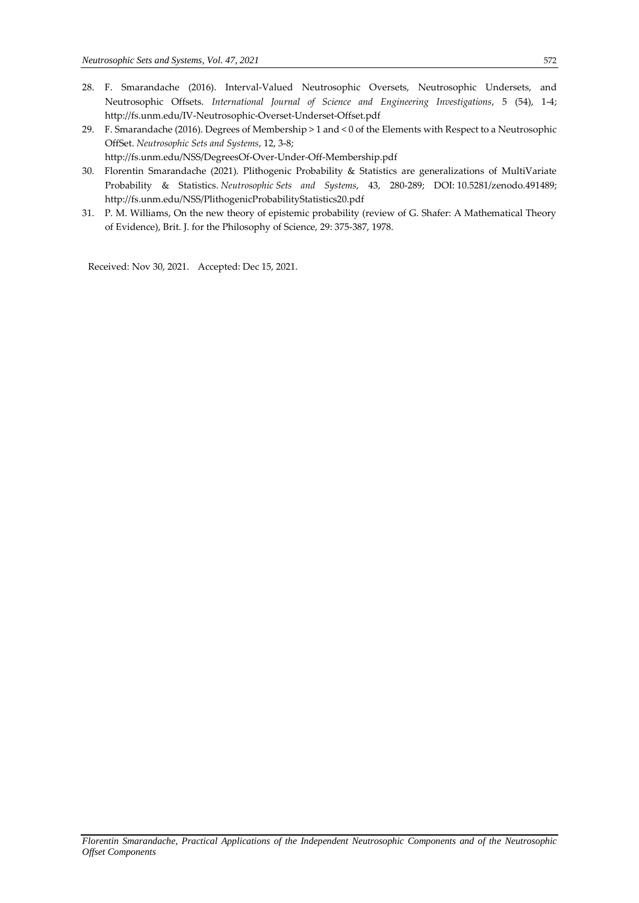28. F. Smarandache (2016). Interval-Valued Neutrosophic Oversets, Neutrosophic Undersets, and Neutrosophic Offsets. *International Journal of Science and Engineering Investigations*, 5 (54), 1-4; http://fs.unm.edu/IV-Neutrosophic-Overset-Underset-Offset.pdf
29. F. Smarandache (2016). Degrees of Membership > 1 and < 0 of the Elements with Respect to a Neutrosophic OffSet. *Neutrosophic Sets and Systems*, 12, 3-8; http://fs.unm.edu/NSS/DegreesOf-Over-Under-Off-Membership.pdf
30. Florentin Smarandache (2021). Plithogenic Probability & Statistics are generalizations of MultiVariate Probability & Statistics. *Neutrosophic Sets and Systems*, 43, 280-289; DOI: 10.5281/zenodo.491489; http://fs.unm.edu/NSS/PlithogenicProbabilityStatistics20.pdf
31. P. M. Williams, On the new theory of epistemic probability (review of G. Shafer: A Mathematical Theory of Evidence), Brit. J. for the Philosophy of Science, 29: 375-387, 1978.

Received: Nov 30, 2021. Accepted: Dec 15, 2021.